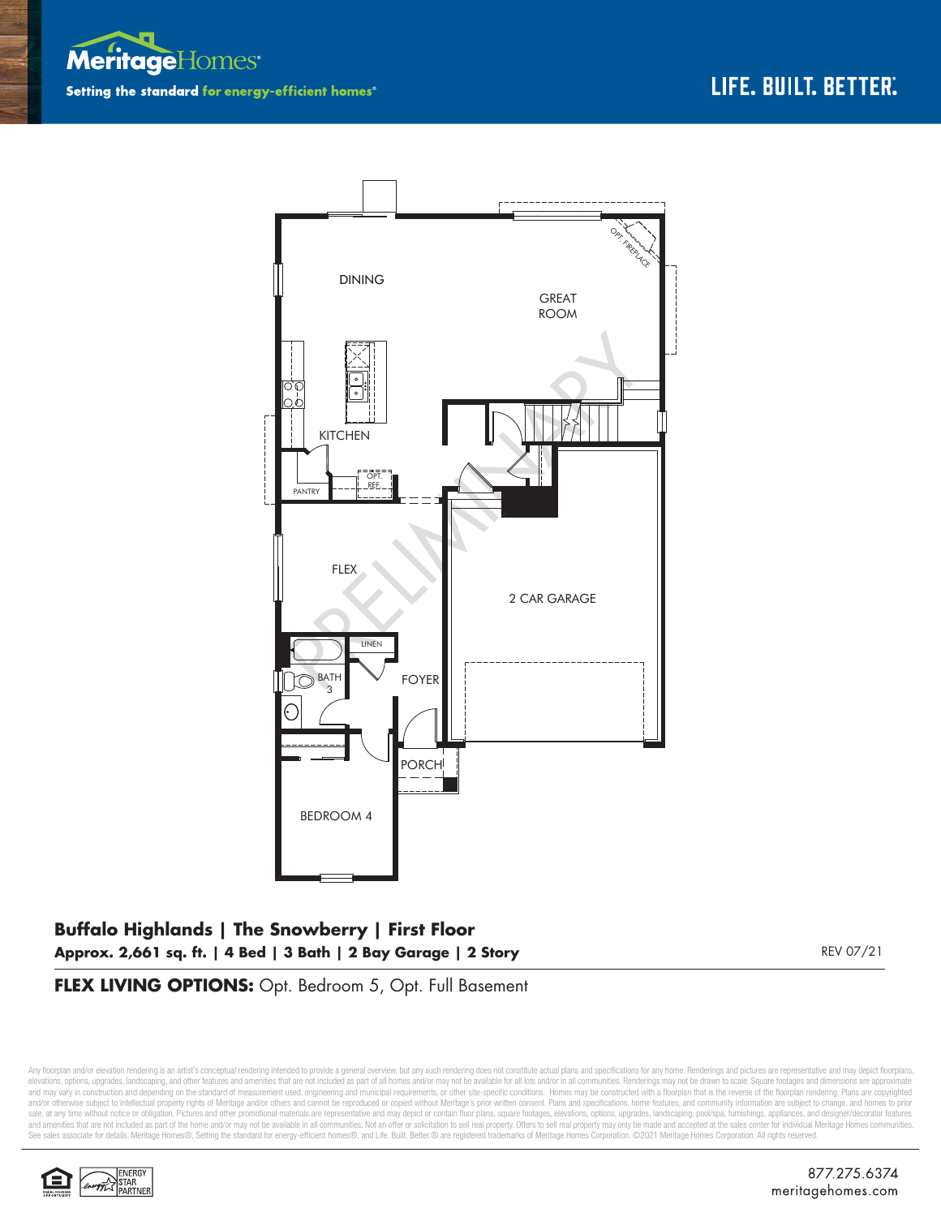Meritage Homes

**Setting the standard for energy-efficient homes®**

LIFE. BUILT. BETTER.

DINING

GREAT ROOM

OPT. FIREPLACE

KITCHEN

PANTRY

OPT. REF.

FLEX

2 CAR GARAGE

LINEN

BATH 3

FOYER

PORCH

BEDROOM 4

PRELIMINARY

**Buffalo Highlands | The Snowberry | First Floor**

**Approx. 2,661 sq. ft. | 4 Bed | 3 Bath | 2 Bay Garage | 2 Story**

REV 07/21

**FLEX LIVING OPTIONS:** Opt. Bedroom 5, Opt. Full Basement

Any floorplan and/or elevation rendering is an artist's conceptual rendering intended to provide a general overview, but any such rendering does not constitute actual plans and specifications for any home. Renderings and pictures are representative and may depict floorplans, elevations, options, upgrades, landscaping, and other features and amenities that are not included as part of all homes and/or may not be available for all lots and/or in all communities. Renderings may not be drawn to scale. Square footages and dimensions are approximate and may vary in construction and depending on the standard of measurement used, engineering and municipal requirements, or other site-specific conditions. Homes may be constructed with a floorplan that is the reverse of the floorplan rendering. Plans are copyrighted and/or otherwise subject to intellectual property rights of Meritage and/or others and cannot be reproduced or copied without Meritage's prior written consent. Plans and specifications, home features, and community information are subject to change, and homes to prior sale, at any time without notice or obligation. Pictures and other promotional materials are representative and may depict or contain floor plans, square footages, elevations, options, upgrades, landscaping, pool/spa, furnishings, appliances, and designer/decorator features and amenities that are not included as part of the home and/or may not be available in all communities. Not an offer or solicitation to sell real property. Offers to sell real property may only be made and accepted at the sales center for individual Meritage Homes communities. See sales associate for details. Meritage Homes®, Setting the standard for energy-efficient homes®, and Life. Built. Better.® are registered trademarks of Meritage Homes Corporation. ©2021 Meritage Homes Corporation. All rights reserved.

ENERGY STAR PARTNER

877.275.6374
meritagehomes.com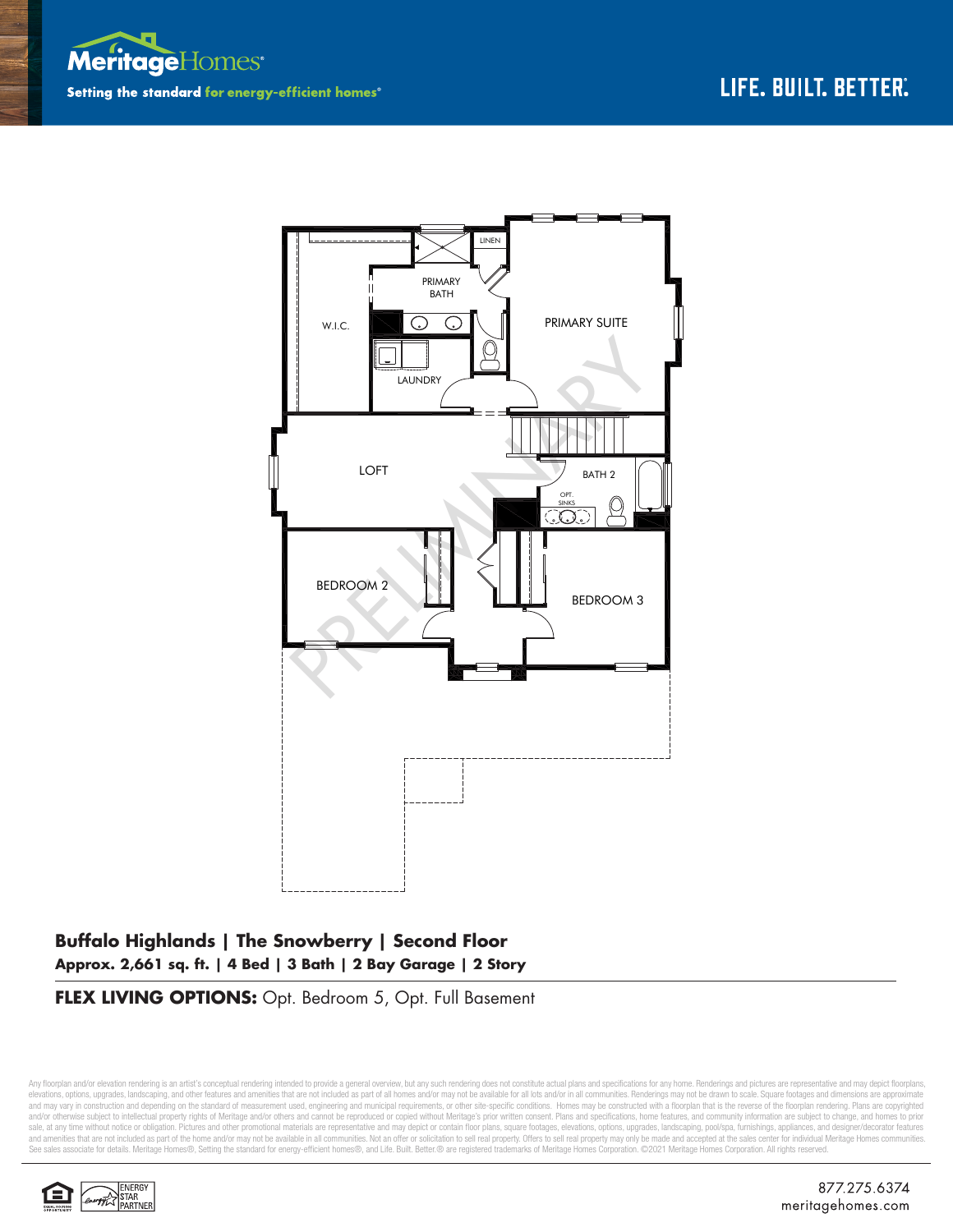MeritageHomes®

Setting the standard for energy-efficient homes®

LIFE. BUILT. BETTER.®

LINEN

PRIMARY BATH

W.I.C.

PRIMARY SUITE

LAUNDRY

LOFT

BATH 2

OPT. SINKS

BEDROOM 2

BEDROOM 3

PRELIMINARY

## Buffalo Highlands | The Snowberry | Second Floor

**Approx. 2,661 sq. ft. | 4 Bed | 3 Bath | 2 Bay Garage | 2 Story**

**FLEX LIVING OPTIONS:** Opt. Bedroom 5, Opt. Full Basement

Any floorplan and/or elevation rendering is an artist's conceptual rendering intended to provide a general overview, but any such rendering does not constitute actual plans and specifications for any home. Renderings and pictures are representative and may depict floorplans, elevations, options, upgrades, landscaping, and other features and amenities that are not included as part of all homes and/or may not be available for all lots and/or in all communities. Renderings may not be drawn to scale. Square footages and dimensions are approximate and may vary in construction and depending on the standard of measurement used, engineering and municipal requirements, or other site-specific conditions. Homes may be constructed with a floorplan that is the reverse of the floorplan rendering. Plans are copyrighted and/or otherwise subject to intellectual property rights of Meritage and/or others and cannot be reproduced or copied without Meritage's prior written consent. Plans and specifications, home features, and community information are subject to change, and homes to prior sale, at any time without notice or obligation. Pictures and other promotional materials are representative and may depict or contain floor plans, square footages, elevations, options, upgrades, landscaping, pool/spa, furnishings, appliances, and designer/decorator features and amenities that are not included as part of all homes and/or may not be available in all communities. Not an offer or solicitation to sell real property. Offers to sell real property may only be made and accepted at the sales center for individual Meritage Homes communities. See sales associate for details. Meritage Homes®, Setting the standard for energy-efficient homes®, and Life. Built. Better.® are registered trademarks of Meritage Homes Corporation. ©2021 Meritage Homes Corporation. All rights reserved.

ENERGY STAR PARTNER

877.275.6374
meritagehomes.com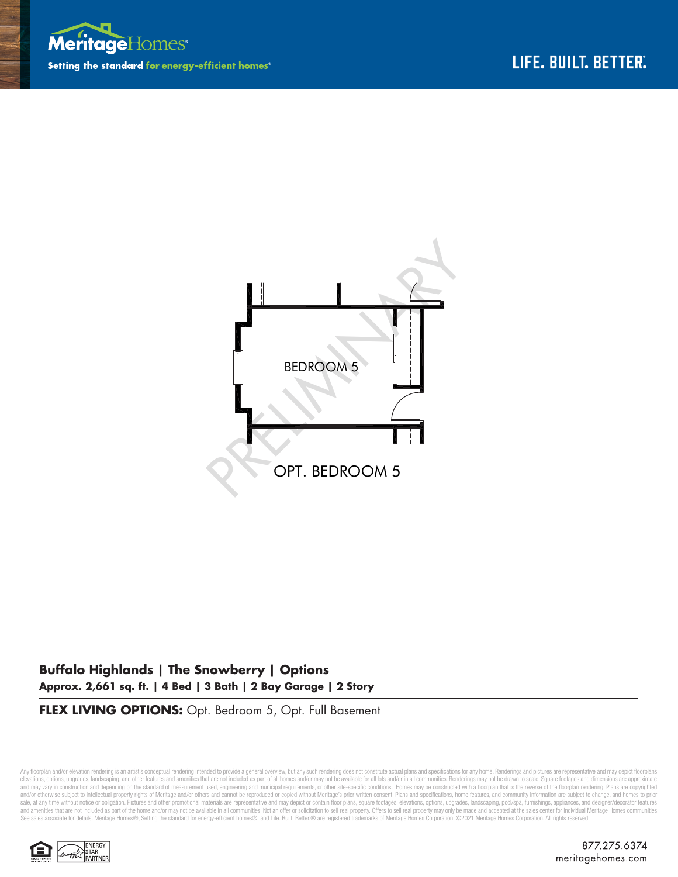Meritage Homes

Setting the standard for energy-efficient homes®

LIFE. BUILT. BETTER.®

BEDROOM 5

PRELIMINARY

OPT. BEDROOM 5

**Buffalo Highlands | The Snowberry | Options**

**Approx. 2,661 sq. ft. | 4 Bed | 3 Bath | 2 Bay Garage | 2 Story**

**FLEX LIVING OPTIONS:** Opt. Bedroom 5, Opt. Full Basement

Any floorplan and/or elevation rendering is an artist's conceptual rendering intended to provide a general overview, but any such rendering does not constitute actual plans and specifications for any home. Renderings and pictures are representative and may depict floorplans, elevations, options, upgrades, landscaping, and other features and amenities that are not included as part of all homes and/or may not be available for all lots and/or in all communities. Renderings may not be drawn to scale. Square footages and dimensions are approximate and may vary in construction and depending on the standard of measurement used, engineering and municipal requirements, or other site-specific conditions. Homes may be constructed with a floorplan that is the reverse of the floorplan rendering. Plans are copyrighted and/or otherwise subject to intellectual property rights of Meritage and/or others and cannot be reproduced or copied without Meritage's prior written consent. Plans and specifications, home features, and community information are subject to change, and homes to prior sale, at any time without notice or obligation. Pictures and other promotional materials are representative and may depict or contain floor plans, square footages, elevations, options, upgrades, landscaping, pool/spa, furnishings, appliances, and designer/decorator features and amenities that are not included as part of the home and/or may not be available in all communities. Not an offer or solicitation to sell real property. Offers to sell real property may only be made and accepted at the sales center for individual Meritage Homes communities. See sales associate for details. Meritage Homes®, Setting the standard for energy-efficient homes®, and Life. Built. Better.® are registered trademarks of Meritage Homes Corporation. ©2021 Meritage Homes Corporation. All rights reserved.

ENERGY STAR PARTNER

877.275.6374
meritagehomes.com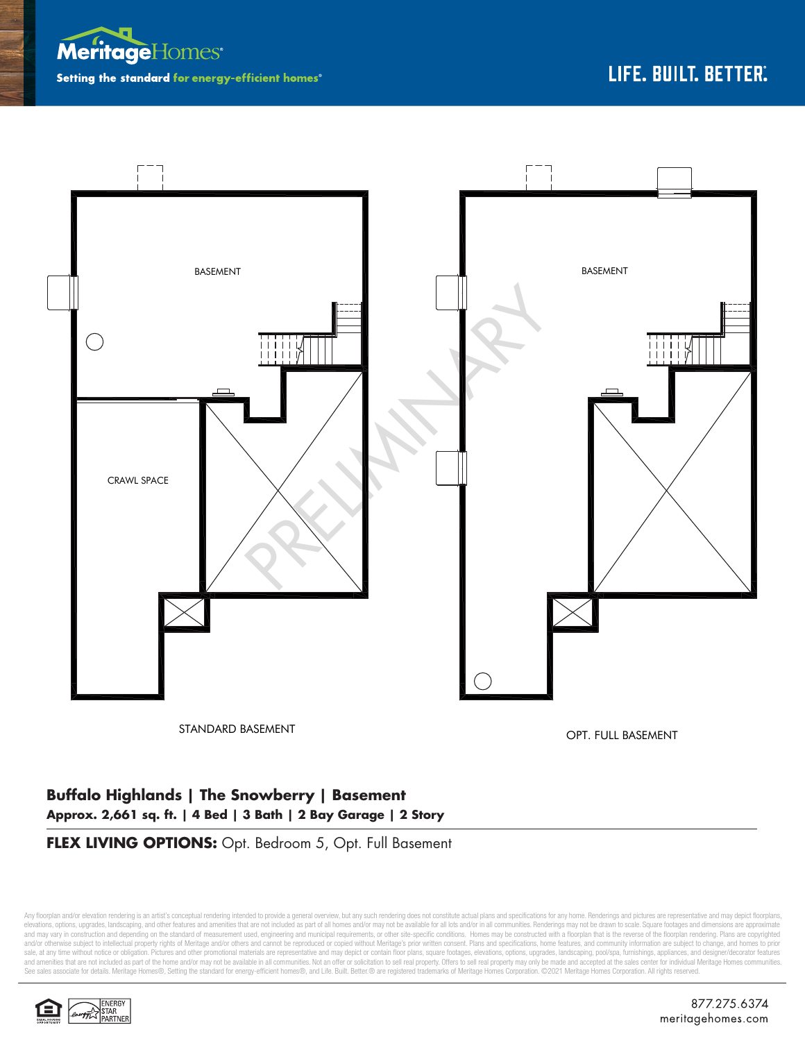Meritage Homes

Setting the standard for energy-efficient homes®

LIFE. BUILT. BETTER.

BASEMENT

CRAWL SPACE

STANDARD BASEMENT

BASEMENT

OPT. FULL BASEMENT

PRELIMINARY

## Buffalo Highlands | The Snowberry | Basement

**Approx. 2,661 sq. ft. | 4 Bed | 3 Bath | 2 Bay Garage | 2 Story**

**FLEX LIVING OPTIONS:** Opt. Bedroom 5, Opt. Full Basement

Any floorplan and/or elevation rendering is an artist's conceptual rendering intended to provide a general overview, but any such rendering does not constitute actual plans and specifications for any home. Renderings and pictures are representative and may depict floorplans, elevations, options, upgrades, landscaping, and other features and amenities that are not included as part of all homes and/or may not be available for all lots and/or in all communities. Renderings may not be drawn to scale. Square footages and dimensions are approximate and may vary in construction and depending on the standard of measurement used, engineering and municipal requirements, or other site-specific conditions. Homes may be constructed with a floorplan that is the reverse of the floorplan rendering. Plans are copyrighted and/or otherwise subject to intellectual property rights of Meritage and/or others and cannot be reproduced or copied without Meritage's prior written consent. Plans and specifications, home features, and community information are subject to change, and homes to prior sale, at any time without notice or obligation. Pictures and other promotional materials are representative and may depict or contain floor plans, square footages, elevations, options, upgrades, landscaping, pool/spa, furnishings, appliances, and designer/decorator features and amenities that are not included as part of the home and/or may not be available in all communities. Not an offer or solicitation to sell real property. Offers to sell real property may only be made and accepted at the sales center for individual Meritage Homes communities. See sales associate for details. Meritage Homes®, Setting the standard for energy-efficient homes®, and Life. Built. Better.® are registered trademarks of Meritage Homes Corporation. ©2021 Meritage Homes Corporation. All rights reserved.

ENERGY STAR PARTNER

877.275.6374

meritagehomes.com